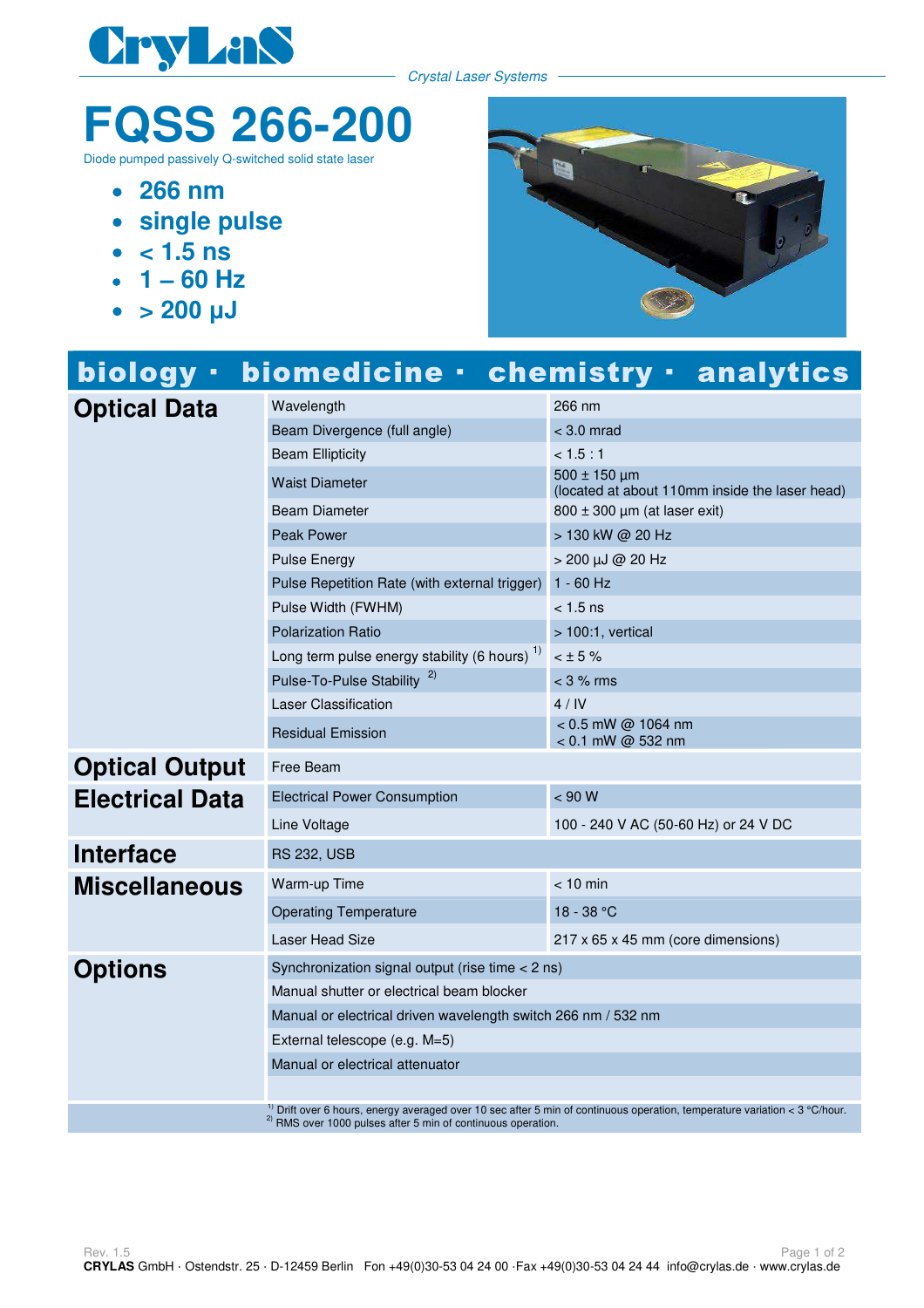CryLaS

*Crystal Laser Systems*

# FQSS 266-200

Diode pumped passively Q-switched solid state laser

- **266 nm**
- **single pulse**
- **< 1.5 ns**
- **1 – 60 Hz**
- **> 200 µJ**

**biology · biomedicine · chemistry · analytics**

| | | |
|---|---|---|
| **Optical Data** | Wavelength | 266 nm |
| | Beam Divergence (full angle) | < 3.0 mrad |
| | Beam Ellipticity | < 1.5 : 1 |
| | Waist Diameter | 500 ± 150 µm (located at about 110mm inside the laser head) |
| | Beam Diameter | 800 ± 300 µm (at laser exit) |
| | Peak Power | > 130 kW @ 20 Hz |
| | Pulse Energy | > 200 µJ @ 20 Hz |
| | Pulse Repetition Rate (with external trigger) | 1 - 60 Hz |
| | Pulse Width (FWHM) | < 1.5 ns |
| | Polarization Ratio | > 100:1, vertical |
| | Long term pulse energy stability (6 hours) [1] | < ± 5 % |
| | Pulse-To-Pulse Stability [2] | < 3 % rms |
| | Laser Classification | 4 / IV |
| | Residual Emission | < 0.5 mW @ 1064 nm<br>< 0.1 mW @ 532 nm |
| **Optical Output** | Free Beam | |
| **Electrical Data** | Electrical Power Consumption | < 90 W |
| | Line Voltage | 100 - 240 V AC (50-60 Hz) or 24 V DC |
| **Interface** | RS 232, USB | |
| **Miscellaneous** | Warm-up Time | < 10 min |
| | Operating Temperature | 18 - 38 °C |
| | Laser Head Size | 217 x 65 x 45 mm (core dimensions) |
| **Options** | Synchronization signal output (rise time < 2 ns) | |
| | Manual shutter or electrical beam blocker | |
| | Manual or electrical driven wavelength switch 266 nm / 532 nm | |
| | External telescope (e.g. M=5) | |
| | Manual or electrical attenuator | |

[1] Drift over 6 hours, energy averaged over 10 sec after 5 min of continuous operation, temperature variation < 3 °C/hour.
[2] RMS over 1000 pulses after 5 min of continuous operation.

Rev. 1.5

**CRYLAS** GmbH · Ostendstr. 25 · D-12459 Berlin Fon +49(0)30-53 04 24 00 ·Fax +49(0)30-53 04 24 44 info@crylas.de · www.crylas.de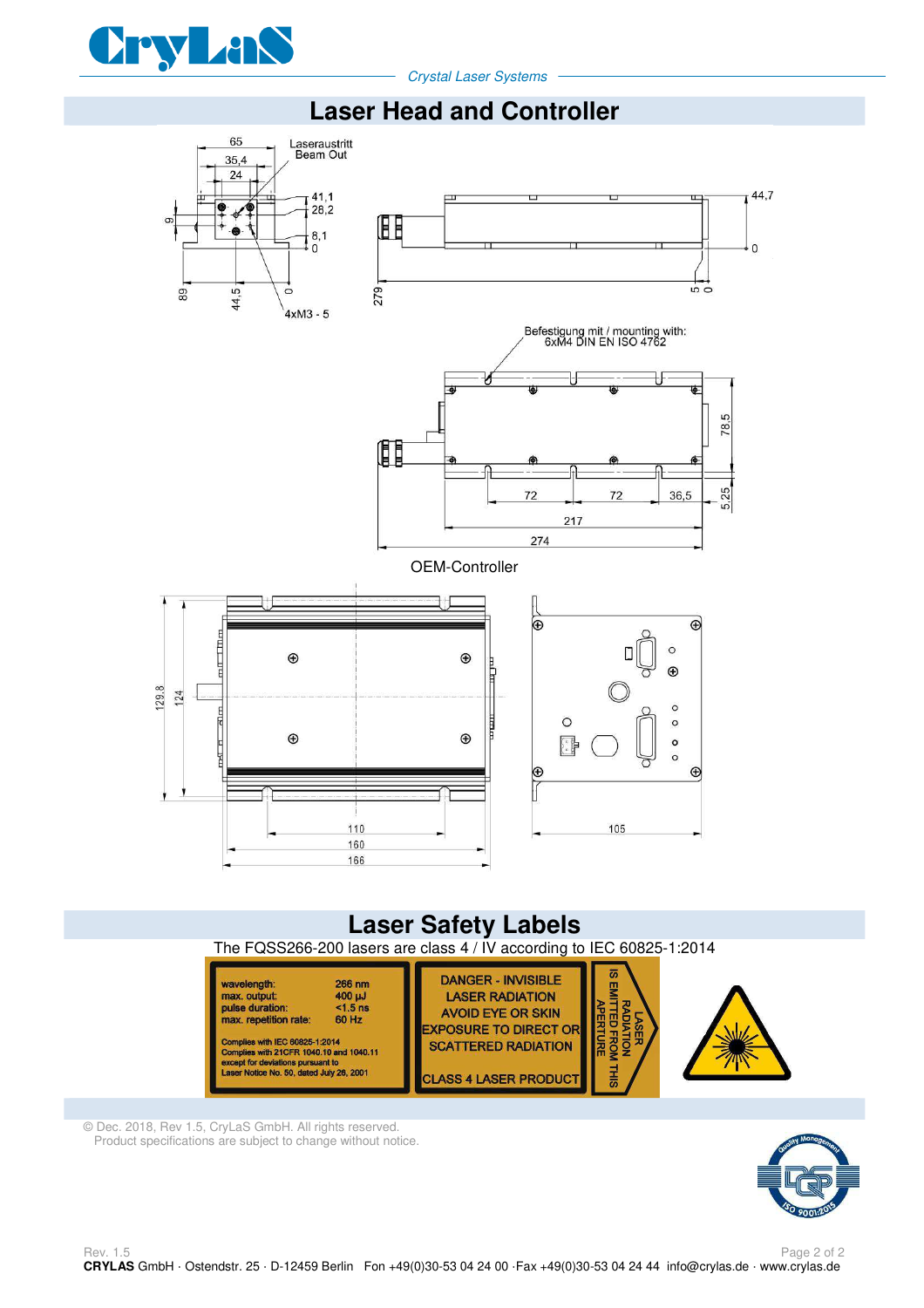## Laser Head and Controller

Laseraustritt
Beam Out

65
35,4
24
9
41,1
28,2
8,1
0
89
44,5
0
4xM3 - 5

44,7
0
279
5
0

Befestigung mit / mounting with:
6xM4 DIN EN ISO 4762

78,5
5,25
72
72
36,5
217
274

OEM-Controller

129,8
124
110
160
166
105

## Laser Safety Labels

The FQSS266-200 lasers are class 4 / IV according to IEC 60825-1:2014

| | |
|---|---|
| wavelength: | 266 nm |
| max. output: | 400 µJ |
| pulse duration: | <1.5 ns |
| max. repetition rate: | 60 Hz |

Complies with IEC 60825-1:2014
Complies with 21CFR 1040.10 and 1040.11
except for deviations pursuant to
Laser Notice No. 50, dated July 26, 2001

DANGER - INVISIBLE
LASER RADIATION
AVOID EYE OR SKIN
EXPOSURE TO DIRECT OR
SCATTERED RADIATION

CLASS 4 LASER PRODUCT

LASER
RADIATION
IS EMITTED FROM THIS
APERTURE

© Dec. 2018, Rev 1.5, CryLaS GmbH. All rights reserved.
Product specifications are subject to change without notice.